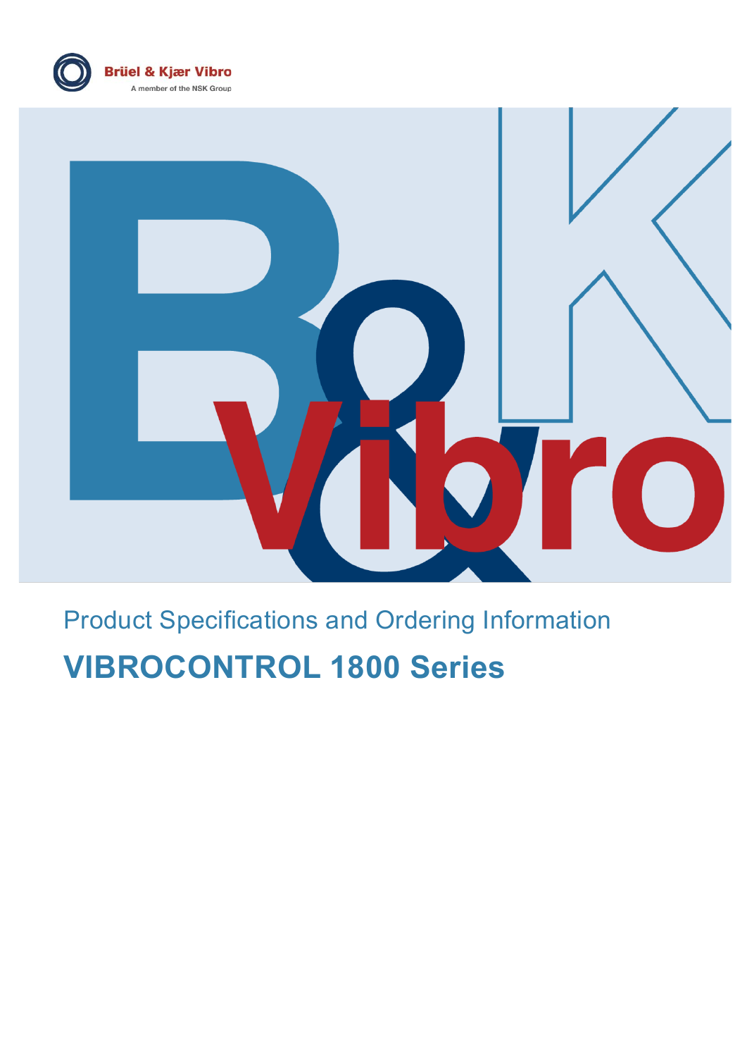Brüel & Kjær Vibro

A member of the NSK Group

Product Specifications and Ordering Information

# VIBROCONTROL 1800 Series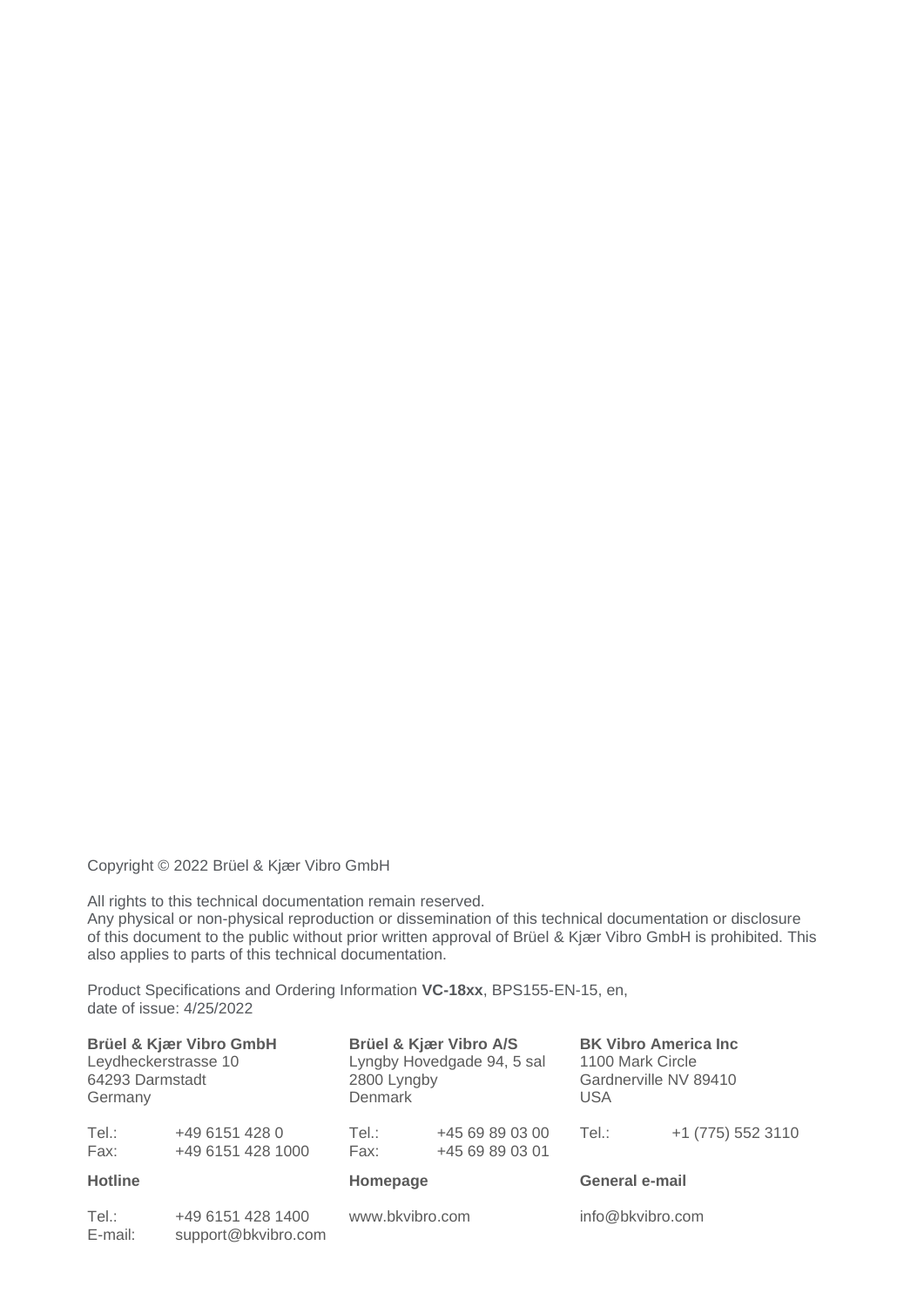Copyright © 2022 Brüel & Kjær Vibro GmbH

All rights to this technical documentation remain reserved.
Any physical or non-physical reproduction or dissemination of this technical documentation or disclosure of this document to the public without prior written approval of Brüel & Kjær Vibro GmbH is prohibited. This also applies to parts of this technical documentation.

Product Specifications and Ordering Information **VC-18xx**, BPS155-EN-15, en,
date of issue: 4/25/2022

**Brüel & Kjær Vibro GmbH**
Leydheckerstrasse 10
64293 Darmstadt
Germany

Tel.: +49 6151 428 0
Fax: +49 6151 428 1000

**Brüel & Kjær Vibro A/S**
Lyngby Hovedgade 94, 5 sal
2800 Lyngby
Denmark

Tel.: +45 69 89 03 00
Fax: +45 69 89 03 01

**BK Vibro America Inc**
1100 Mark Circle
Gardnerville NV 89410
USA

Tel.: +1 (775) 552 3110

**Hotline**

Tel.: +49 6151 428 1400
E-mail: support@bkvibro.com

**Homepage**

www.bkvibro.com

**General e-mail**

info@bkvibro.com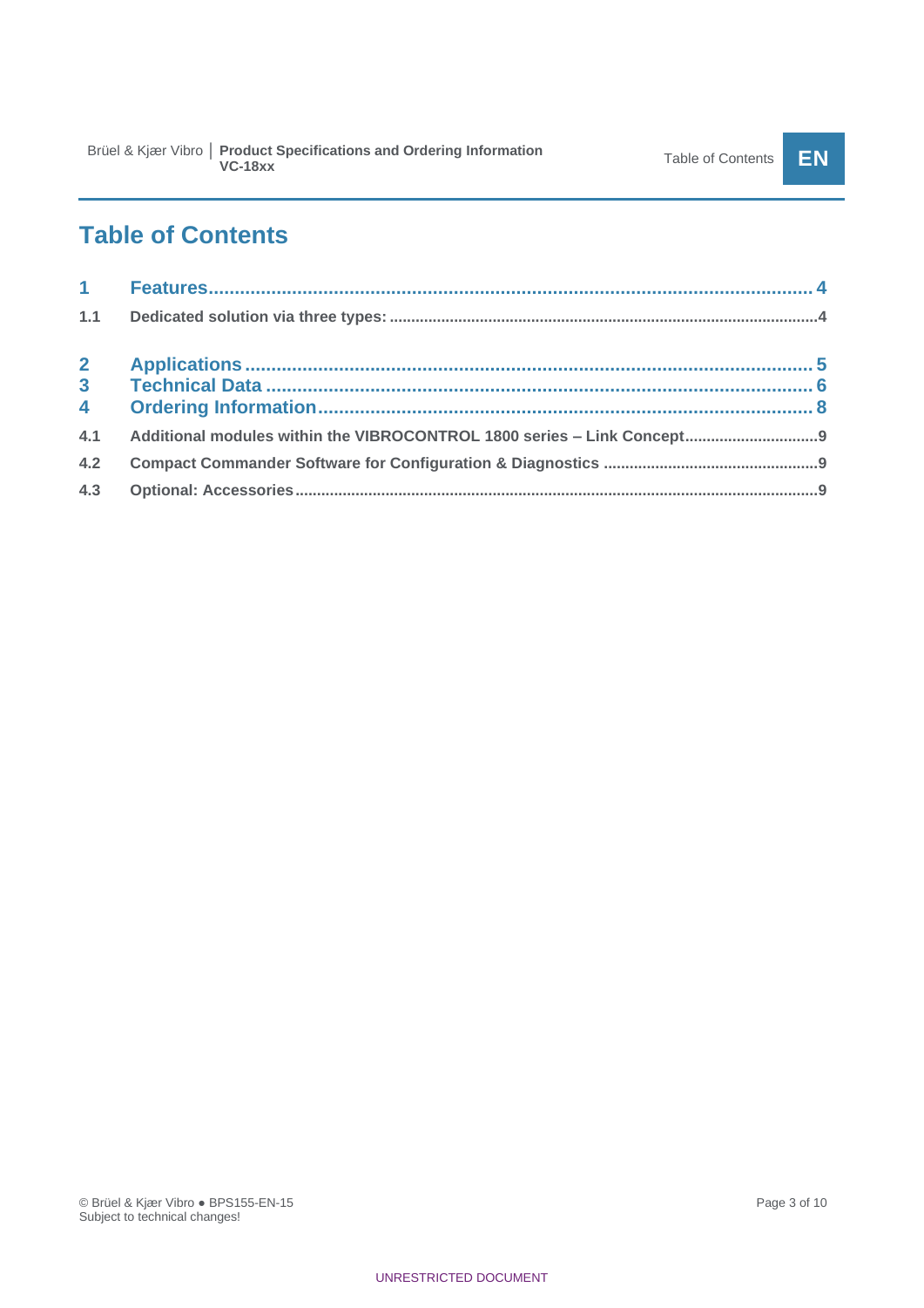# Table of Contents

1 Features ........................................................................................................ 4

1.1 Dedicated solution via three types: ........................................................................................ 4

2 Applications ........................................................................................................ 5

3 Technical Data ........................................................................................................ 6

4 Ordering Information ........................................................................................................ 8

4.1 Additional modules within the VIBROCONTROL 1800 series – Link Concept ........................................ 9

4.2 Compact Commander Software for Configuration & Diagnostics ........................................ 9

4.3 Optional: Accessories ........................................................................................................ 9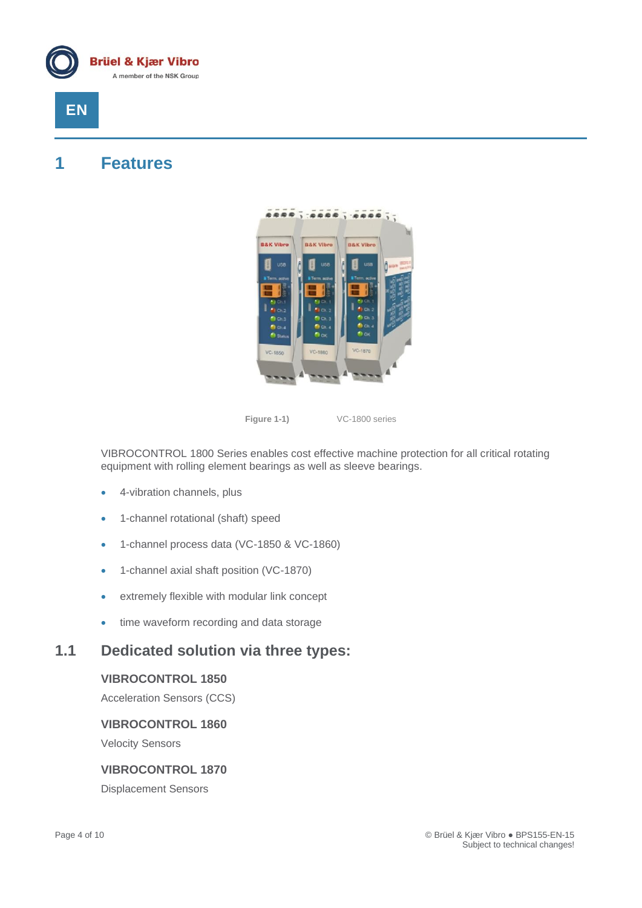EN

# 1 Features

Figure 1-1) VC-1800 series

VIBROCONTROL 1800 Series enables cost effective machine protection for all critical rotating equipment with rolling element bearings as well as sleeve bearings.

- 4-vibration channels, plus
- 1-channel rotational (shaft) speed
- 1-channel process data (VC-1850 & VC-1860)
- 1-channel axial shaft position (VC-1870)
- extremely flexible with modular link concept
- time waveform recording and data storage

## 1.1 Dedicated solution via three types:

**VIBROCONTROL 1850**

Acceleration Sensors (CCS)

**VIBROCONTROL 1860**

Velocity Sensors

**VIBROCONTROL 1870**

Displacement Sensors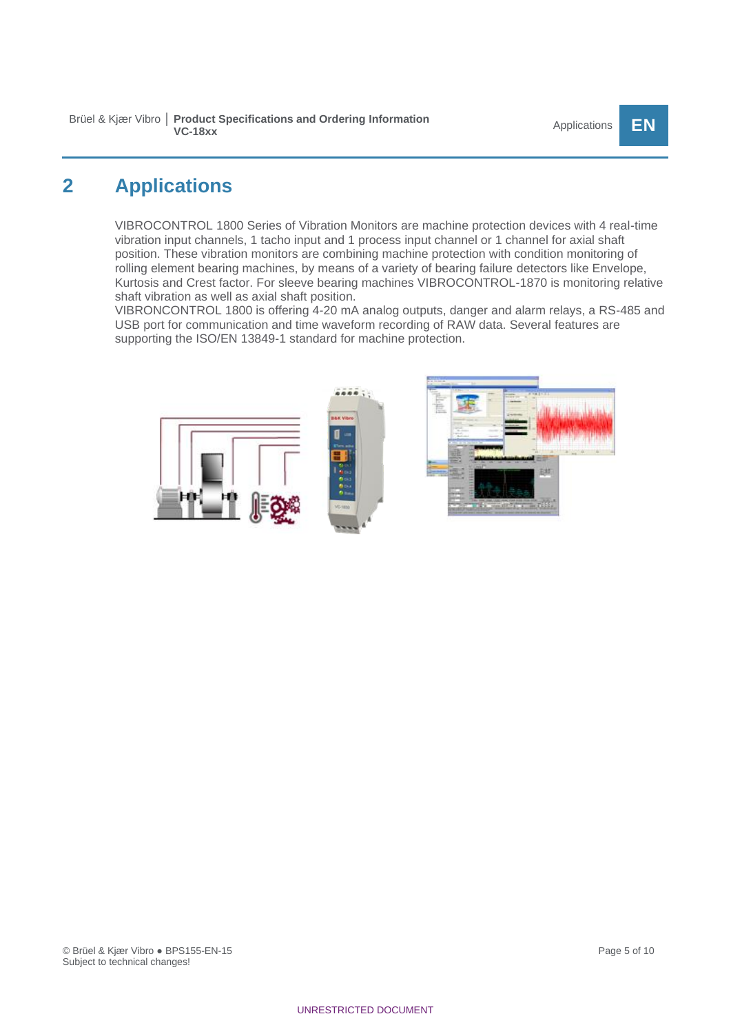# 2 Applications

VIBROCONTROL 1800 Series of Vibration Monitors are machine protection devices with 4 real-time vibration input channels, 1 tacho input and 1 process input channel or 1 channel for axial shaft position. These vibration monitors are combining machine protection with condition monitoring of rolling element bearing machines, by means of a variety of bearing failure detectors like Envelope, Kurtosis and Crest factor. For sleeve bearing machines VIBROCONTROL-1870 is monitoring relative shaft vibration as well as axial shaft position.
VIBRONCONTROL 1800 is offering 4-20 mA analog outputs, danger and alarm relays, a RS-485 and USB port for communication and time waveform recording of RAW data. Several features are supporting the ISO/EN 13849-1 standard for machine protection.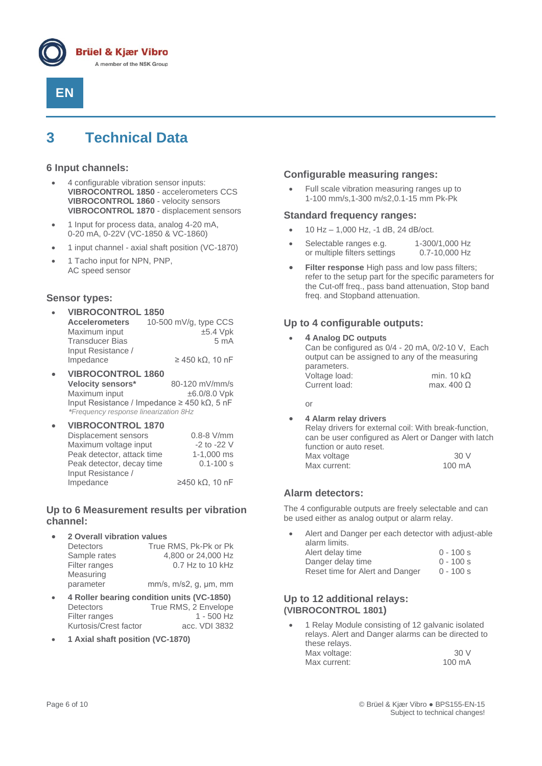# 3 Technical Data

### 6 Input channels:

- 4 configurable vibration sensor inputs:
  **VIBROCONTROL 1850** - accelerometers CCS
  **VIBROCONTROL 1860** - velocity sensors
  **VIBROCONTROL 1870** - displacement sensors
- 1 Input for process data, analog 4-20 mA, 0-20 mA, 0-22V (VC-1850 & VC-1860)
- 1 input channel - axial shaft position (VC-1870)
- 1 Tacho input for NPN, PNP, AC speed sensor

### Sensor types:

- **VIBROCONTROL 1850**
  **Accelerometers** 10-500 mV/g, type CCS
  Maximum input ±5.4 Vpk
  Transducer Bias 5 mA
  Input Resistance / Impedance ≥ 450 kΩ, 10 nF
- **VIBROCONTROL 1860**
  **Velocity sensors*** 80-120 mV/mm/s
  Maximum input ±6.0/8.0 Vpk
  Input Resistance / Impedance ≥ 450 kΩ, 5 nF
  *\*Frequency response linearization 8Hz*
- **VIBROCONTROL 1870**
  Displacement sensors 0.8-8 V/mm
  Maximum voltage input -2 to -22 V
  Peak detector, attack time 1-1,000 ms
  Peak detector, decay time 0.1-100 s
  Input Resistance / Impedance ≥450 kΩ, 10 nF

### Up to 6 Measurement results per vibration channel:

- **2 Overall vibration values**
  Detectors True RMS, Pk-Pk or Pk
  Sample rates 4,800 or 24,000 Hz
  Filter ranges 0.7 Hz to 10 kHz
  Measuring parameter mm/s, m/s2, g, µm, mm
- **4 Roller bearing condition units (VC-1850)**
  Detectors True RMS, 2 Envelope
  Filter ranges 1 - 500 Hz
  Kurtosis/Crest factor acc. VDI 3832
- **1 Axial shaft position (VC-1870)**

### Configurable measuring ranges:

- Full scale vibration measuring ranges up to 1-100 mm/s,1-300 m/s2,0.1-15 mm Pk-Pk

### Standard frequency ranges:

- 10 Hz – 1,000 Hz, -1 dB, 24 dB/oct.
- Selectable ranges e.g. 1-300/1,000 Hz
  or multiple filters settings 0.7-10,000 Hz
- **Filter response** High pass and low pass filters; refer to the setup part for the specific parameters for the Cut-off freq., pass band attenuation, Stop band freq. and Stopband attenuation.

### Up to 4 configurable outputs:

- **4 Analog DC outputs**
  Can be configured as 0/4 - 20 mA, 0/2-10 V, Each output can be assigned to any of the measuring parameters.
  Voltage load: min. 10 kΩ
  Current load: max. 400 Ω

  or

- **4 Alarm relay drivers**
  Relay drivers for external coil: With break-function, can be user configured as Alert or Danger with latch function or auto reset.
  Max voltage 30 V
  Max current: 100 mA

### Alarm detectors:

The 4 configurable outputs are freely selectable and can be used either as analog output or alarm relay.

- Alert and Danger per each detector with adjust-able alarm limits.
  Alert delay time 0 - 100 s
  Danger delay time 0 - 100 s
  Reset time for Alert and Danger 0 - 100 s

### Up to 12 additional relays: (VIBROCONTROL 1801)

- 1 Relay Module consisting of 12 galvanic isolated relays. Alert and Danger alarms can be directed to these relays.
  Max voltage: 30 V
  Max current: 100 mA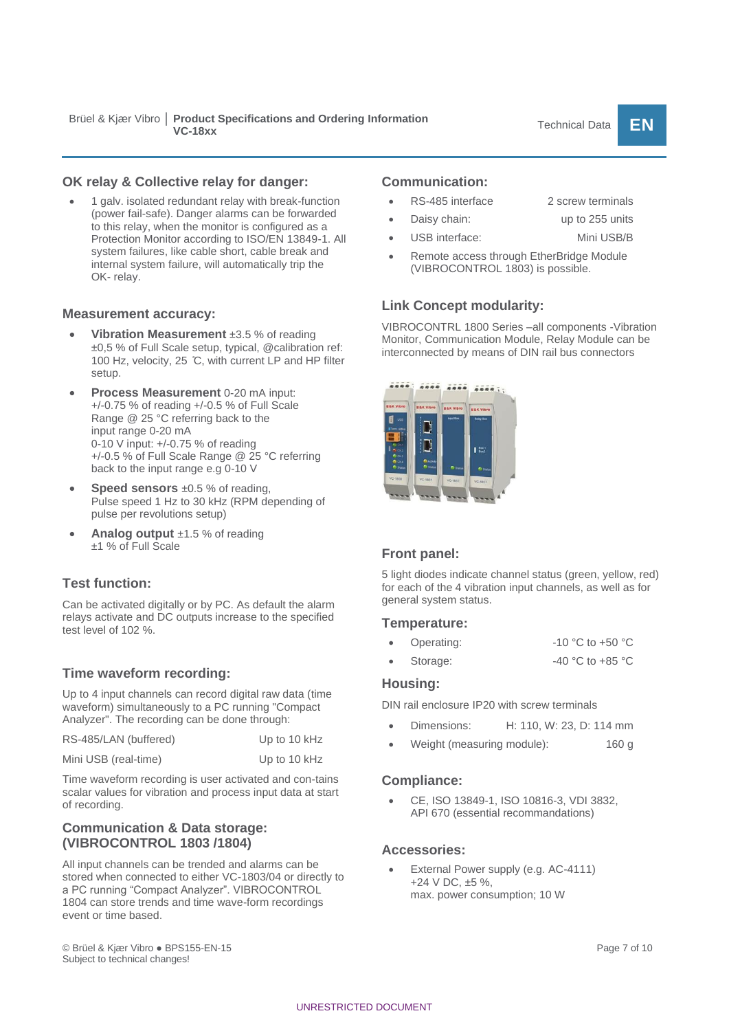## OK relay & Collective relay for danger:

- 1 galv. isolated redundant relay with break-function (power fail-safe). Danger alarms can be forwarded to this relay, when the monitor is configured as a Protection Monitor according to ISO/EN 13849-1. All system failures, like cable short, cable break and internal system failure, will automatically trip the OK- relay.

## Measurement accuracy:

- **Vibration Measurement** ±3.5 % of reading ±0,5 % of Full Scale setup, typical, @calibration ref: 100 Hz, velocity, 25 ℃, with current LP and HP filter setup.
- **Process Measurement** 0-20 mA input: +/-0.75 % of reading +/-0.5 % of Full Scale Range @ 25 °C referring back to the input range 0-20 mA
  0-10 V input: +/-0.75 % of reading
  +/-0.5 % of Full Scale Range @ 25 °C referring back to the input range e.g 0-10 V
- **Speed sensors** ±0.5 % of reading,
  Pulse speed 1 Hz to 30 kHz (RPM depending of pulse per revolutions setup)
- **Analog output** ±1.5 % of reading
  ±1 % of Full Scale

## Test function:

Can be activated digitally or by PC. As default the alarm relays activate and DC outputs increase to the specified test level of 102 %.

## Time waveform recording:

Up to 4 input channels can record digital raw data (time waveform) simultaneously to a PC running "Compact Analyzer". The recording can be done through:

| | |
|---|---|
| RS-485/LAN (buffered) | Up to 10 kHz |
| Mini USB (real-time) | Up to 10 kHz |

Time waveform recording is user activated and con-tains scalar values for vibration and process input data at start of recording.

## Communication & Data storage: (VIBROCONTROL 1803 /1804)

All input channels can be trended and alarms can be stored when connected to either VC-1803/04 or directly to a PC running “Compact Analyzer”. VIBROCONTROL 1804 can store trends and time wave-form recordings event or time based.

## Communication:

- RS-485 interface: 2 screw terminals
- Daisy chain: up to 255 units
- USB interface: Mini USB/B
- Remote access through EtherBridge Module (VIBROCONTROL 1803) is possible.

## Link Concept modularity:

VIBROCONTRL 1800 Series –all components -Vibration Monitor, Communication Module, Relay Module can be interconnected by means of DIN rail bus connectors

## Front panel:

5 light diodes indicate channel status (green, yellow, red) for each of the 4 vibration input channels, as well as for general system status.

## Temperature:

- Operating: -10 °C to +50 °C
- Storage: -40 °C to +85 °C

## Housing:

DIN rail enclosure IP20 with screw terminals

- Dimensions: H: 110, W: 23, D: 114 mm
- Weight (measuring module): 160 g

## Compliance:

- CE, ISO 13849-1, ISO 10816-3, VDI 3832, API 670 (essential recommandations)

## Accessories:

- External Power supply (e.g. AC-4111)
  +24 V DC, ±5 %,
  max. power consumption; 10 W

UNRESTRICTED DOCUMENT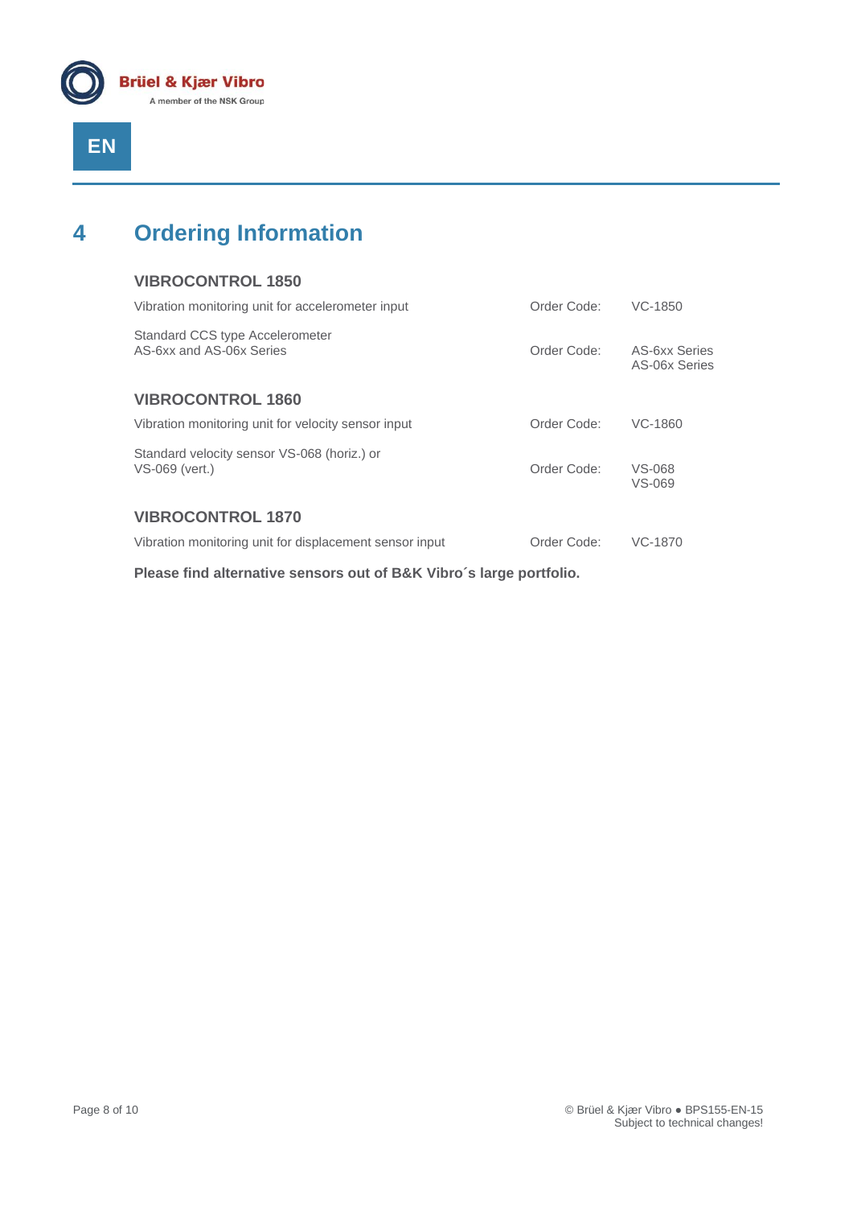# 4 Ordering Information

### VIBROCONTROL 1850

| | | |
|---|---|---|
| Vibration monitoring unit for accelerometer input | Order Code: | VC-1850 |
| Standard CCS type Accelerometer<br>AS-6xx and AS-06x Series | Order Code: | AS-6xx Series<br>AS-06x Series |

### VIBROCONTROL 1860

| | | |
|---|---|---|
| Vibration monitoring unit for velocity sensor input | Order Code: | VC-1860 |
| Standard velocity sensor VS-068 (horiz.) or<br>VS-069 (vert.) | Order Code: | VS-068<br>VS-069 |

### VIBROCONTROL 1870

| | | |
|---|---|---|
| Vibration monitoring unit for displacement sensor input | Order Code: | VC-1870 |

**Please find alternative sensors out of B&K Vibro´s large portfolio.**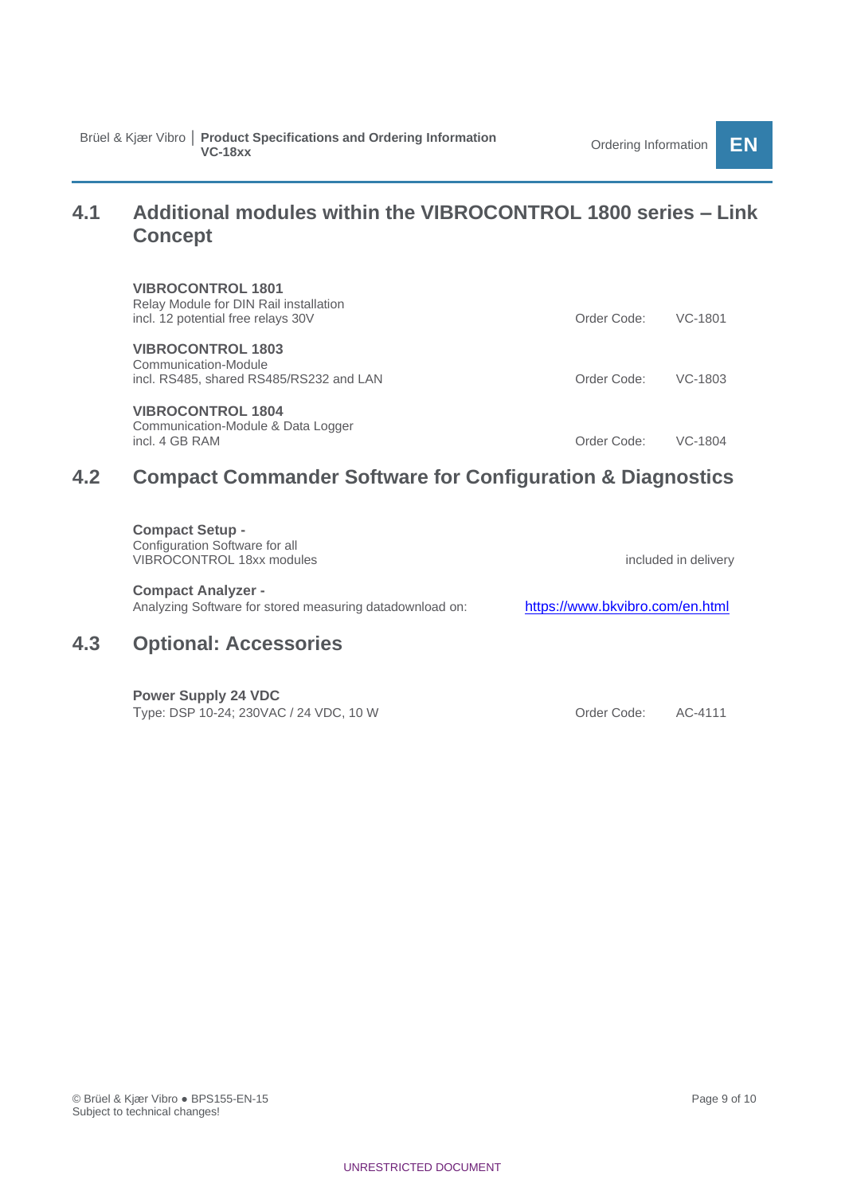## 4.1 Additional modules within the VIBROCONTROL 1800 series – Link Concept

**VIBROCONTROL 1801**
Relay Module for DIN Rail installation
incl. 12 potential free relays 30V — Order Code: VC-1801

**VIBROCONTROL 1803**
Communication-Module
incl. RS485, shared RS485/RS232 and LAN — Order Code: VC-1803

**VIBROCONTROL 1804**
Communication-Module & Data Logger
incl. 4 GB RAM — Order Code: VC-1804

## 4.2 Compact Commander Software for Configuration & Diagnostics

**Compact Setup -**
Configuration Software for all
VIBROCONTROL 18xx modules — included in delivery

**Compact Analyzer -**
Analyzing Software for stored measuring datadownload on: https://www.bkvibro.com/en.html

## 4.3 Optional: Accessories

**Power Supply 24 VDC**
Type: DSP 10-24; 230VAC / 24 VDC, 10 W — Order Code: AC-4111

© Brüel & Kjær Vibro ● BPS155-EN-15
Subject to technical changes!

UNRESTRICTED DOCUMENT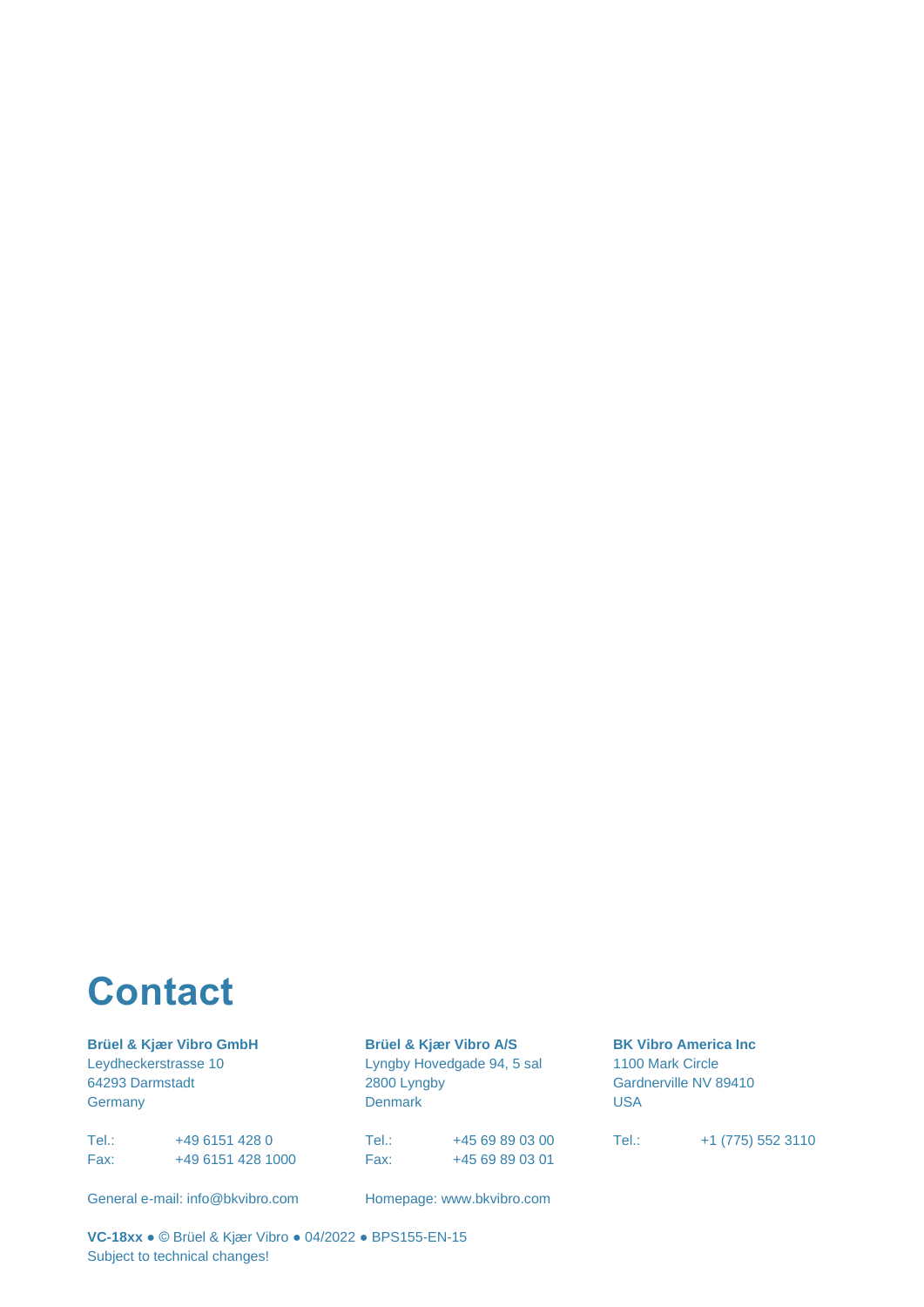# Contact

**Brüel & Kjær Vibro GmbH**
Leydheckerstrasse 10
64293 Darmstadt
Germany

Tel.: +49 6151 428 0
Fax: +49 6151 428 1000

**Brüel & Kjær Vibro A/S**
Lyngby Hovedgade 94, 5 sal
2800 Lyngby
Denmark

Tel.: +45 69 89 03 00
Fax: +45 69 89 03 01

**BK Vibro America Inc**
1100 Mark Circle
Gardnerville NV 89410
USA

Tel.: +1 (775) 552 3110

General e-mail: info@bkvibro.com

Homepage: www.bkvibro.com

**VC-18xx** ● © Brüel & Kjær Vibro ● 04/2022 ● BPS155-EN-15
Subject to technical changes!